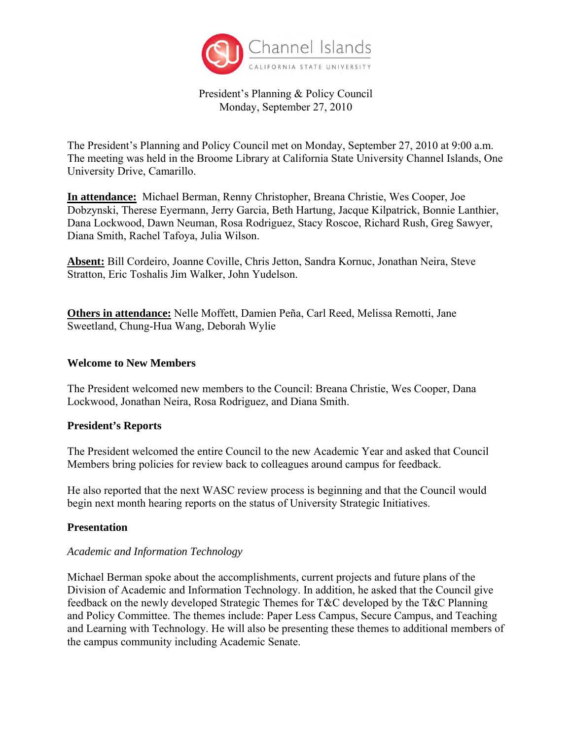Channel Islands
CALIFORNIA STATE UNIVERSITY

President's Planning & Policy Council
Monday, September 27, 2010

The President's Planning and Policy Council met on Monday, September 27, 2010 at 9:00 a.m. The meeting was held in the Broome Library at California State University Channel Islands, One University Drive, Camarillo.

**In attendance:** Michael Berman, Renny Christopher, Breana Christie, Wes Cooper, Joe Dobzynski, Therese Eyermann, Jerry Garcia, Beth Hartung, Jacque Kilpatrick, Bonnie Lanthier, Dana Lockwood, Dawn Neuman, Rosa Rodriguez, Stacy Roscoe, Richard Rush, Greg Sawyer, Diana Smith, Rachel Tafoya, Julia Wilson.

**Absent:** Bill Cordeiro, Joanne Coville, Chris Jetton, Sandra Kornuc, Jonathan Neira, Steve Stratton, Eric Toshalis Jim Walker, John Yudelson.

**Others in attendance:** Nelle Moffett, Damien Peña, Carl Reed, Melissa Remotti, Jane Sweetland, Chung-Hua Wang, Deborah Wylie

**Welcome to New Members**

The President welcomed new members to the Council: Breana Christie, Wes Cooper, Dana Lockwood, Jonathan Neira, Rosa Rodriguez, and Diana Smith.

**President's Reports**

The President welcomed the entire Council to the new Academic Year and asked that Council Members bring policies for review back to colleagues around campus for feedback.

He also reported that the next WASC review process is beginning and that the Council would begin next month hearing reports on the status of University Strategic Initiatives.

**Presentation**

*Academic and Information Technology*

Michael Berman spoke about the accomplishments, current projects and future plans of the Division of Academic and Information Technology. In addition, he asked that the Council give feedback on the newly developed Strategic Themes for T&C developed by the T&C Planning and Policy Committee. The themes include: Paper Less Campus, Secure Campus, and Teaching and Learning with Technology. He will also be presenting these themes to additional members of the campus community including Academic Senate.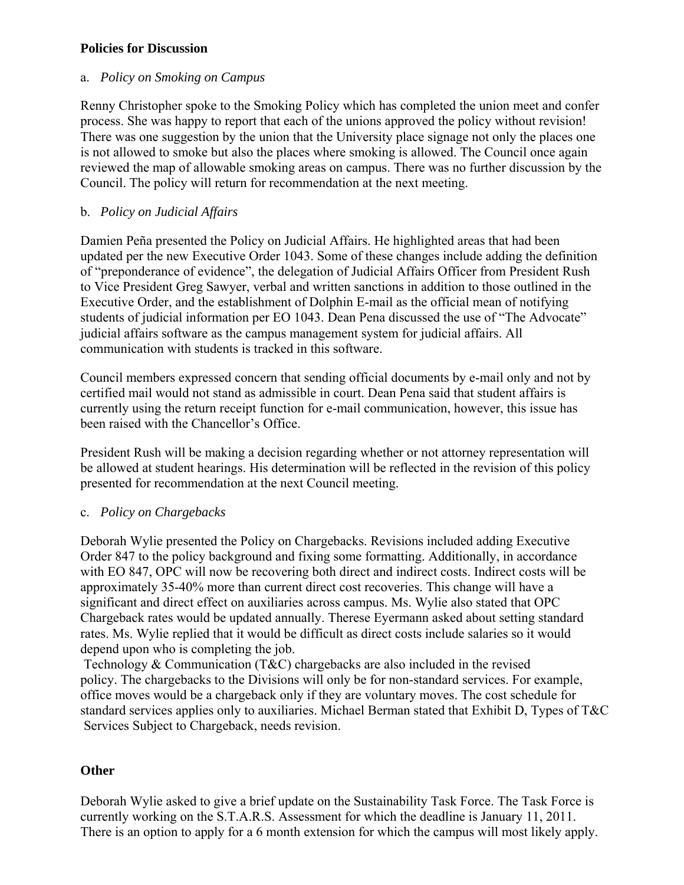**Policies for Discussion**

a. *Policy on Smoking on Campus*

Renny Christopher spoke to the Smoking Policy which has completed the union meet and confer process. She was happy to report that each of the unions approved the policy without revision! There was one suggestion by the union that the University place signage not only the places one is not allowed to smoke but also the places where smoking is allowed. The Council once again reviewed the map of allowable smoking areas on campus. There was no further discussion by the Council. The policy will return for recommendation at the next meeting.

b. *Policy on Judicial Affairs*

Damien Peña presented the Policy on Judicial Affairs. He highlighted areas that had been updated per the new Executive Order 1043. Some of these changes include adding the definition of "preponderance of evidence", the delegation of Judicial Affairs Officer from President Rush to Vice President Greg Sawyer, verbal and written sanctions in addition to those outlined in the Executive Order, and the establishment of Dolphin E-mail as the official mean of notifying students of judicial information per EO 1043. Dean Pena discussed the use of "The Advocate" judicial affairs software as the campus management system for judicial affairs. All communication with students is tracked in this software.

Council members expressed concern that sending official documents by e-mail only and not by certified mail would not stand as admissible in court. Dean Pena said that student affairs is currently using the return receipt function for e-mail communication, however, this issue has been raised with the Chancellor's Office.

President Rush will be making a decision regarding whether or not attorney representation will be allowed at student hearings. His determination will be reflected in the revision of this policy presented for recommendation at the next Council meeting.

c. *Policy on Chargebacks*

Deborah Wylie presented the Policy on Chargebacks. Revisions included adding Executive Order 847 to the policy background and fixing some formatting. Additionally, in accordance with EO 847, OPC will now be recovering both direct and indirect costs. Indirect costs will be approximately 35-40% more than current direct cost recoveries. This change will have a significant and direct effect on auxiliaries across campus. Ms. Wylie also stated that OPC Chargeback rates would be updated annually. Therese Eyermann asked about setting standard rates. Ms. Wylie replied that it would be difficult as direct costs include salaries so it would depend upon who is completing the job.
Technology & Communication (T&C) chargebacks are also included in the revised policy. The chargebacks to the Divisions will only be for non-standard services. For example, office moves would be a chargeback only if they are voluntary moves. The cost schedule for standard services applies only to auxiliaries. Michael Berman stated that Exhibit D, Types of T&C Services Subject to Chargeback, needs revision.

**Other**

Deborah Wylie asked to give a brief update on the Sustainability Task Force. The Task Force is currently working on the S.T.A.R.S. Assessment for which the deadline is January 11, 2011. There is an option to apply for a 6 month extension for which the campus will most likely apply.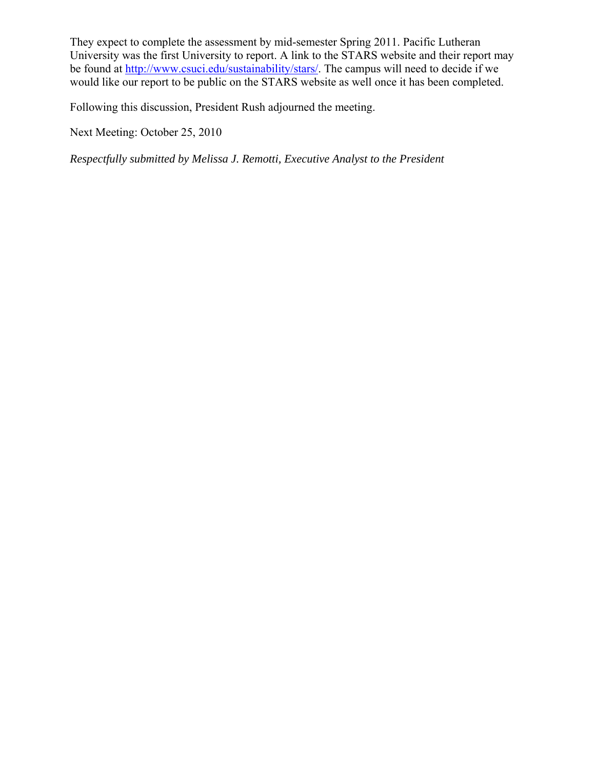They expect to complete the assessment by mid-semester Spring 2011. Pacific Lutheran University was the first University to report. A link to the STARS website and their report may be found at http://www.csuci.edu/sustainability/stars/. The campus will need to decide if we would like our report to be public on the STARS website as well once it has been completed.

Following this discussion, President Rush adjourned the meeting.

Next Meeting: October 25, 2010

*Respectfully submitted by Melissa J. Remotti, Executive Analyst to the President*